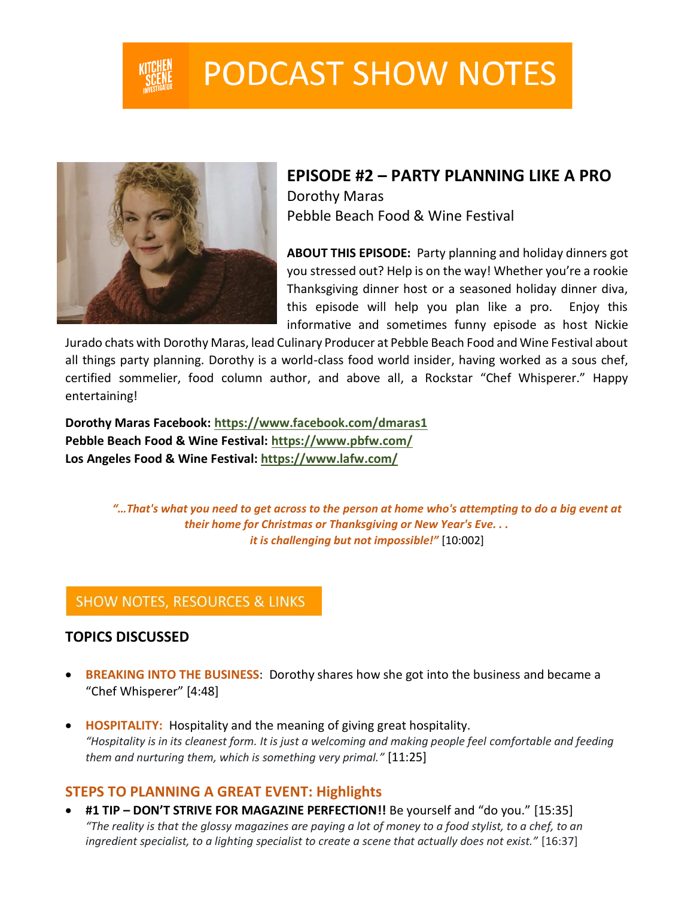# PODCAST SHOW NOTES

## EPISODE #2 – PARTY PLANNING LIKE A PRO

Dorothy Maras
Pebble Beach Food & Wine Festival

**ABOUT THIS EPISODE:** Party planning and holiday dinners got you stressed out? Help is on the way! Whether you're a rookie Thanksgiving dinner host or a seasoned holiday dinner diva, this episode will help you plan like a pro. Enjoy this informative and sometimes funny episode as host Nickie Jurado chats with Dorothy Maras, lead Culinary Producer at Pebble Beach Food and Wine Festival about all things party planning. Dorothy is a world-class food world insider, having worked as a sous chef, certified sommelier, food column author, and above all, a Rockstar "Chef Whisperer." Happy entertaining!

**Dorothy Maras Facebook:** https://www.facebook.com/dmaras1
**Pebble Beach Food & Wine Festival:** https://www.pbfw.com/
**Los Angeles Food & Wine Festival:** https://www.lafw.com/

> ***"…That's what you need to get across to the person at home who's attempting to do a big event at their home for Christmas or Thanksgiving or New Year's Eve. . . it is challenging but not impossible!"*** [10:002]

## SHOW NOTES, RESOURCES & LINKS

### TOPICS DISCUSSED

- **BREAKING INTO THE BUSINESS**: Dorothy shares how she got into the business and became a "Chef Whisperer" [4:48]

- **HOSPITALITY:** Hospitality and the meaning of giving great hospitality.
  *"Hospitality is in its cleanest form. It is just a welcoming and making people feel comfortable and feeding them and nurturing them, which is something very primal."* [11:25]

### STEPS TO PLANNING A GREAT EVENT: Highlights

- **#1 TIP – DON'T STRIVE FOR MAGAZINE PERFECTION!!** Be yourself and "do you." [15:35]
  *"The reality is that the glossy magazines are paying a lot of money to a food stylist, to a chef, to an ingredient specialist, to a lighting specialist to create a scene that actually does not exist."* [16:37]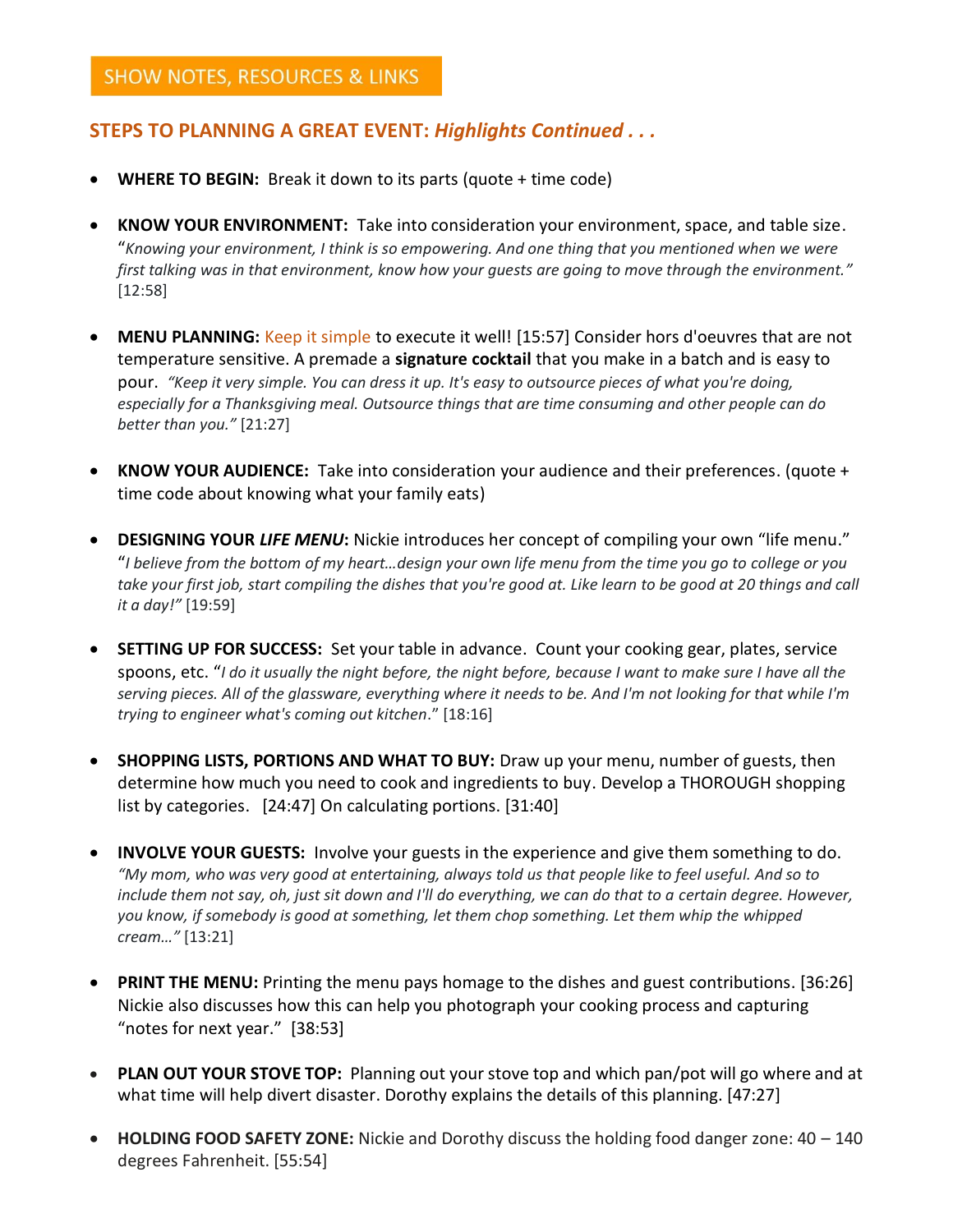## SHOW NOTES, RESOURCES & LINKS

### STEPS TO PLANNING A GREAT EVENT: *Highlights Continued . . .*

- **WHERE TO BEGIN:** Break it down to its parts (quote + time code)

- **KNOW YOUR ENVIRONMENT:** Take into consideration your environment, space, and table size. "*Knowing your environment, I think is so empowering. And one thing that you mentioned when we were first talking was in that environment, know how your guests are going to move through the environment."* [12:58]

- **MENU PLANNING:** Keep it simple to execute it well! [15:57] Consider hors d'oeuvres that are not temperature sensitive. A premade a **signature cocktail** that you make in a batch and is easy to pour. *"Keep it very simple. You can dress it up. It's easy to outsource pieces of what you're doing, especially for a Thanksgiving meal. Outsource things that are time consuming and other people can do better than you."* [21:27]

- **KNOW YOUR AUDIENCE:** Take into consideration your audience and their preferences. (quote + time code about knowing what your family eats)

- **DESIGNING YOUR *LIFE MENU*:** Nickie introduces her concept of compiling your own "life menu." "*I believe from the bottom of my heart…design your own life menu from the time you go to college or you take your first job, start compiling the dishes that you're good at. Like learn to be good at 20 things and call it a day!"* [19:59]

- **SETTING UP FOR SUCCESS:** Set your table in advance. Count your cooking gear, plates, service spoons, etc. "*I do it usually the night before, the night before, because I want to make sure I have all the serving pieces. All of the glassware, everything where it needs to be. And I'm not looking for that while I'm trying to engineer what's coming out kitchen*." [18:16]

- **SHOPPING LISTS, PORTIONS AND WHAT TO BUY:** Draw up your menu, number of guests, then determine how much you need to cook and ingredients to buy. Develop a THOROUGH shopping list by categories. [24:47] On calculating portions. [31:40]

- **INVOLVE YOUR GUESTS:** Involve your guests in the experience and give them something to do. *"My mom, who was very good at entertaining, always told us that people like to feel useful. And so to include them not say, oh, just sit down and I'll do everything, we can do that to a certain degree. However, you know, if somebody is good at something, let them chop something. Let them whip the whipped cream…"* [13:21]

- **PRINT THE MENU:** Printing the menu pays homage to the dishes and guest contributions. [36:26] Nickie also discusses how this can help you photograph your cooking process and capturing "notes for next year." [38:53]

- **PLAN OUT YOUR STOVE TOP:** Planning out your stove top and which pan/pot will go where and at what time will help divert disaster. Dorothy explains the details of this planning. [47:27]

- **HOLDING FOOD SAFETY ZONE:** Nickie and Dorothy discuss the holding food danger zone: 40 – 140 degrees Fahrenheit. [55:54]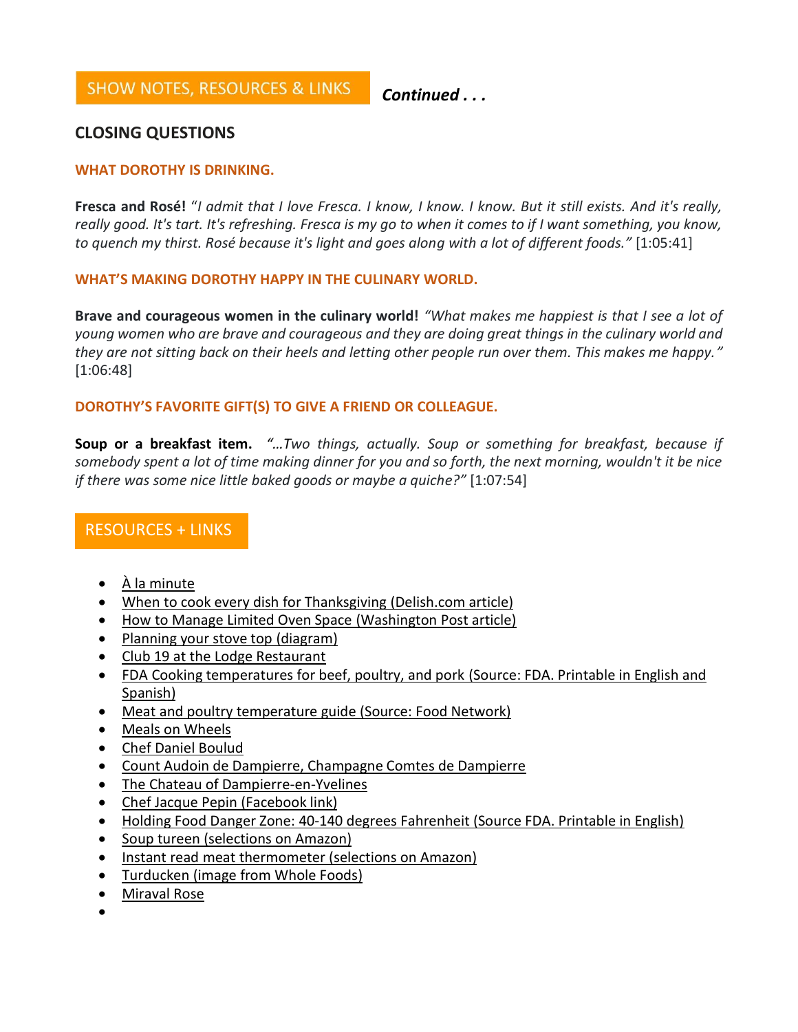## SHOW NOTES, RESOURCES & LINKS *Continued . . .*

## CLOSING QUESTIONS

### WHAT DOROTHY IS DRINKING.

**Fresca and Rosé!** "*I admit that I love Fresca. I know, I know. I know. But it still exists. And it's really, really good. It's tart. It's refreshing. Fresca is my go to when it comes to if I want something, you know, to quench my thirst. Rosé because it's light and goes along with a lot of different foods."* [1:05:41]

### WHAT'S MAKING DOROTHY HAPPY IN THE CULINARY WORLD.

**Brave and courageous women in the culinary world!** *"What makes me happiest is that I see a lot of young women who are brave and courageous and they are doing great things in the culinary world and they are not sitting back on their heels and letting other people run over them. This makes me happy."* [1:06:48]

### DOROTHY'S FAVORITE GIFT(S) TO GIVE A FRIEND OR COLLEAGUE.

**Soup or a breakfast item.** *"…Two things, actually. Soup or something for breakfast, because if somebody spent a lot of time making dinner for you and so forth, the next morning, wouldn't it be nice if there was some nice little baked goods or maybe a quiche?"* [1:07:54]

## RESOURCES + LINKS

- À la minute
- When to cook every dish for Thanksgiving (Delish.com article)
- How to Manage Limited Oven Space (Washington Post article)
- Planning your stove top (diagram)
- Club 19 at the Lodge Restaurant
- FDA Cooking temperatures for beef, poultry, and pork (Source: FDA. Printable in English and Spanish)
- Meat and poultry temperature guide (Source: Food Network)
- Meals on Wheels
- Chef Daniel Boulud
- Count Audoin de Dampierre, Champagne Comtes de Dampierre
- The Chateau of Dampierre-en-Yvelines
- Chef Jacque Pepin (Facebook link)
- Holding Food Danger Zone: 40-140 degrees Fahrenheit (Source FDA. Printable in English)
- Soup tureen (selections on Amazon)
- Instant read meat thermometer (selections on Amazon)
- Turducken (image from Whole Foods)
- Miraval Rose